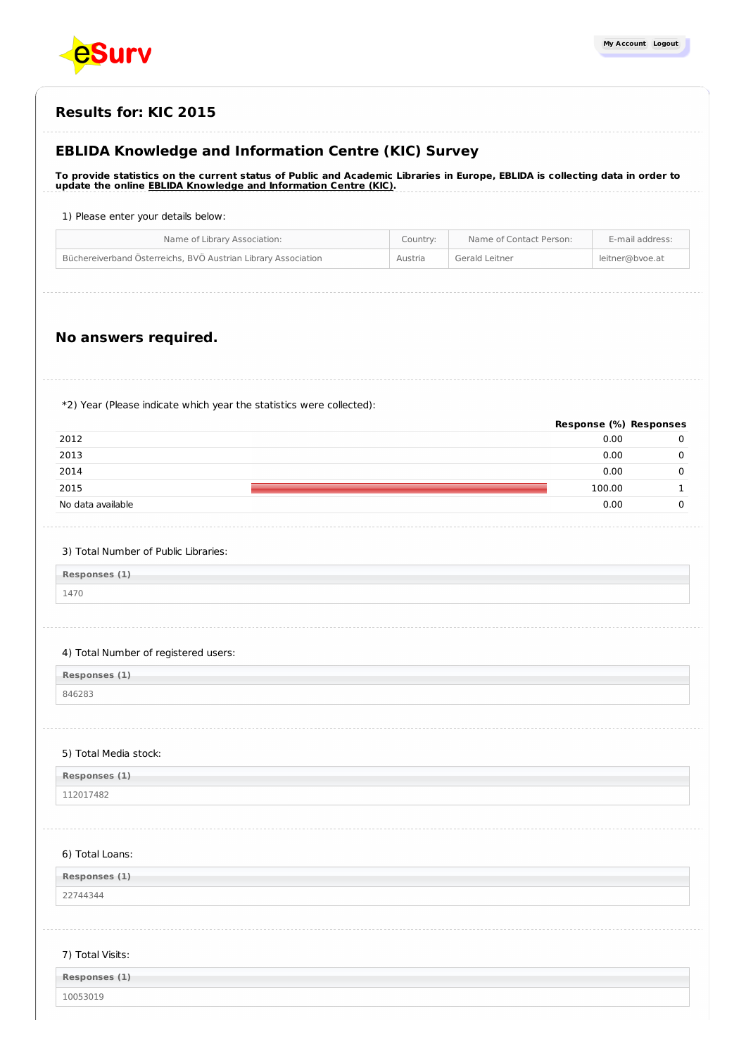# Results for: KIC 2015

## EBLIDA Knowledge and Information Centre (KIC) Survey

**To provide statistics on the current status of Public and Academic Libraries in Europe, EBLIDA is collecting data in order to update the online EBLIDA Knowledge and Information Centre (KIC).**

1) Please enter your details below:

| Name of Library Association: | Country: | Name of Contact Person: | E-mail address: |
|---|---|---|---|
| Büchereiverband Österreichs, BVÖ Austrian Library Association | Austria | Gerald Leitner | leitner@bvoe.at |

## No answers required.

*2) Year (Please indicate which year the statistics were collected):

| | Response (%) | Responses |
|---|---|---|
| 2012 | 0.00 | 0 |
| 2013 | 0.00 | 0 |
| 2014 | 0.00 | 0 |
| 2015 | 100.00 | 1 |
| No data available | 0.00 | 0 |

3) Total Number of Public Libraries:

| Responses (1) |
|---|
| 1470 |

4) Total Number of registered users:

| Responses (1) |
|---|
| 846283 |

5) Total Media stock:

| Responses (1) |
|---|
| 112017482 |

6) Total Loans:

| Responses (1) |
|---|
| 22744344 |

7) Total Visits:

| Responses (1) |
|---|
| 10053019 |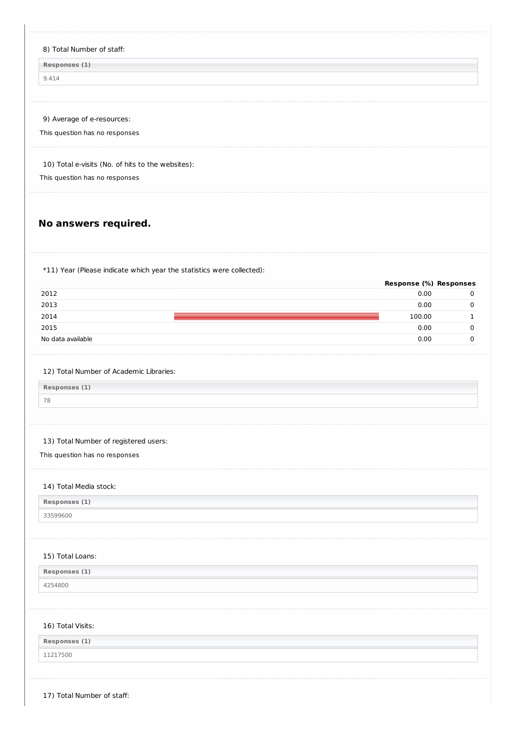8) Total Number of staff:

| Responses (1) |
|---|
| 9.414 |

9) Average of e-resources:

This question has no responses

10) Total e-visits (No. of hits to the websites):

This question has no responses

## No answers required.

*11) Year (Please indicate which year the statistics were collected):

| | Response (%) | Responses |
|---|---|---|
| 2012 | 0.00 | 0 |
| 2013 | 0.00 | 0 |
| 2014 | 100.00 | 1 |
| 2015 | 0.00 | 0 |
| No data available | 0.00 | 0 |

12) Total Number of Academic Libraries:

| Responses (1) |
|---|
| 78 |

13) Total Number of registered users:

This question has no responses

14) Total Media stock:

| Responses (1) |
|---|
| 33599600 |

15) Total Loans:

| Responses (1) |
|---|
| 4254800 |

16) Total Visits:

| Responses (1) |
|---|
| 11217500 |

17) Total Number of staff: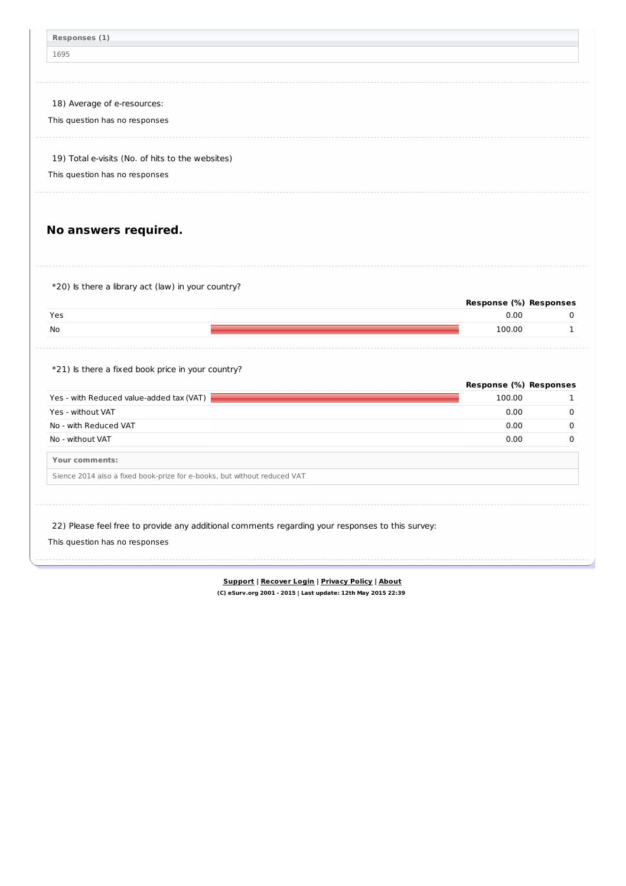| Responses (1) |
| --- |
| 1695 |

18) Average of e-resources:

This question has no responses

19) Total e-visits (No. of hits to the websites)

This question has no responses

## No answers required.

*20) Is there a library act (law) in your country?

| | Response (%) | Responses |
| --- | --- | --- |
| Yes | 0.00 | 0 |
| No | 100.00 | 1 |

*21) Is there a fixed book price in your country?

| | Response (%) | Responses |
| --- | --- | --- |
| Yes - with Reduced value-added tax (VAT) | 100.00 | 1 |
| Yes - without VAT | 0.00 | 0 |
| No - with Reduced VAT | 0.00 | 0 |
| No - without VAT | 0.00 | 0 |

| Your comments: |
| --- |
| Sience 2014 also a fixed book-prize for e-books, but without reduced VAT |

22) Please feel free to provide any additional comments regarding your responses to this survey:

This question has no responses

**Support** | **Recover Login** | **Privacy Policy** | **About**

**(C) eSurv.org 2001 - 2015 | Last update: 12th May 2015 22:39**